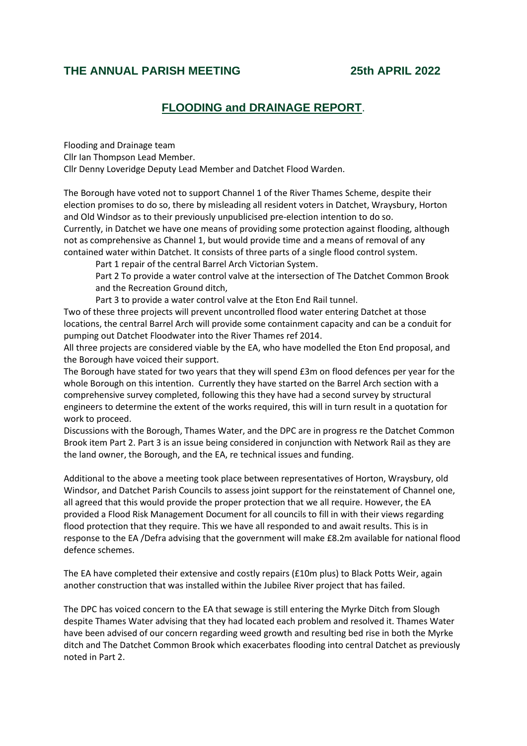## THE ANNUAL PARISH MEETING 25th APRIL 2022

## FLOODING and DRAINAGE REPORT.

Flooding and Drainage team
Cllr Ian Thompson Lead Member.
Cllr Denny Loveridge Deputy Lead Member and Datchet Flood Warden.

The Borough have voted not to support Channel 1 of the River Thames Scheme, despite their election promises to do so, there by misleading all resident voters in Datchet, Wraysbury, Horton and Old Windsor as to their previously unpublicised pre-election intention to do so.
Currently, in Datchet we have one means of providing some protection against flooding, although not as comprehensive as Channel 1, but would provide time and a means of removal of any contained water within Datchet. It consists of three parts of a single flood control system.

Part 1 repair of the central Barrel Arch Victorian System.

Part 2 To provide a water control valve at the intersection of The Datchet Common Brook and the Recreation Ground ditch,

Part 3 to provide a water control valve at the Eton End Rail tunnel.

Two of these three projects will prevent uncontrolled flood water entering Datchet at those locations, the central Barrel Arch will provide some containment capacity and can be a conduit for pumping out Datchet Floodwater into the River Thames ref 2014.
All three projects are considered viable by the EA, who have modelled the Eton End proposal, and the Borough have voiced their support.
The Borough have stated for two years that they will spend £3m on flood defences per year for the whole Borough on this intention. Currently they have started on the Barrel Arch section with a comprehensive survey completed, following this they have had a second survey by structural engineers to determine the extent of the works required, this will in turn result in a quotation for work to proceed.
Discussions with the Borough, Thames Water, and the DPC are in progress re the Datchet Common Brook item Part 2. Part 3 is an issue being considered in conjunction with Network Rail as they are the land owner, the Borough, and the EA, re technical issues and funding.

Additional to the above a meeting took place between representatives of Horton, Wraysbury, old Windsor, and Datchet Parish Councils to assess joint support for the reinstatement of Channel one, all agreed that this would provide the proper protection that we all require. However, the EA provided a Flood Risk Management Document for all councils to fill in with their views regarding flood protection that they require. This we have all responded to and await results. This is in response to the EA /Defra advising that the government will make £8.2m available for national flood defence schemes.

The EA have completed their extensive and costly repairs (£10m plus) to Black Potts Weir, again another construction that was installed within the Jubilee River project that has failed.

The DPC has voiced concern to the EA that sewage is still entering the Myrke Ditch from Slough despite Thames Water advising that they had located each problem and resolved it. Thames Water have been advised of our concern regarding weed growth and resulting bed rise in both the Myrke ditch and The Datchet Common Brook which exacerbates flooding into central Datchet as previously noted in Part 2.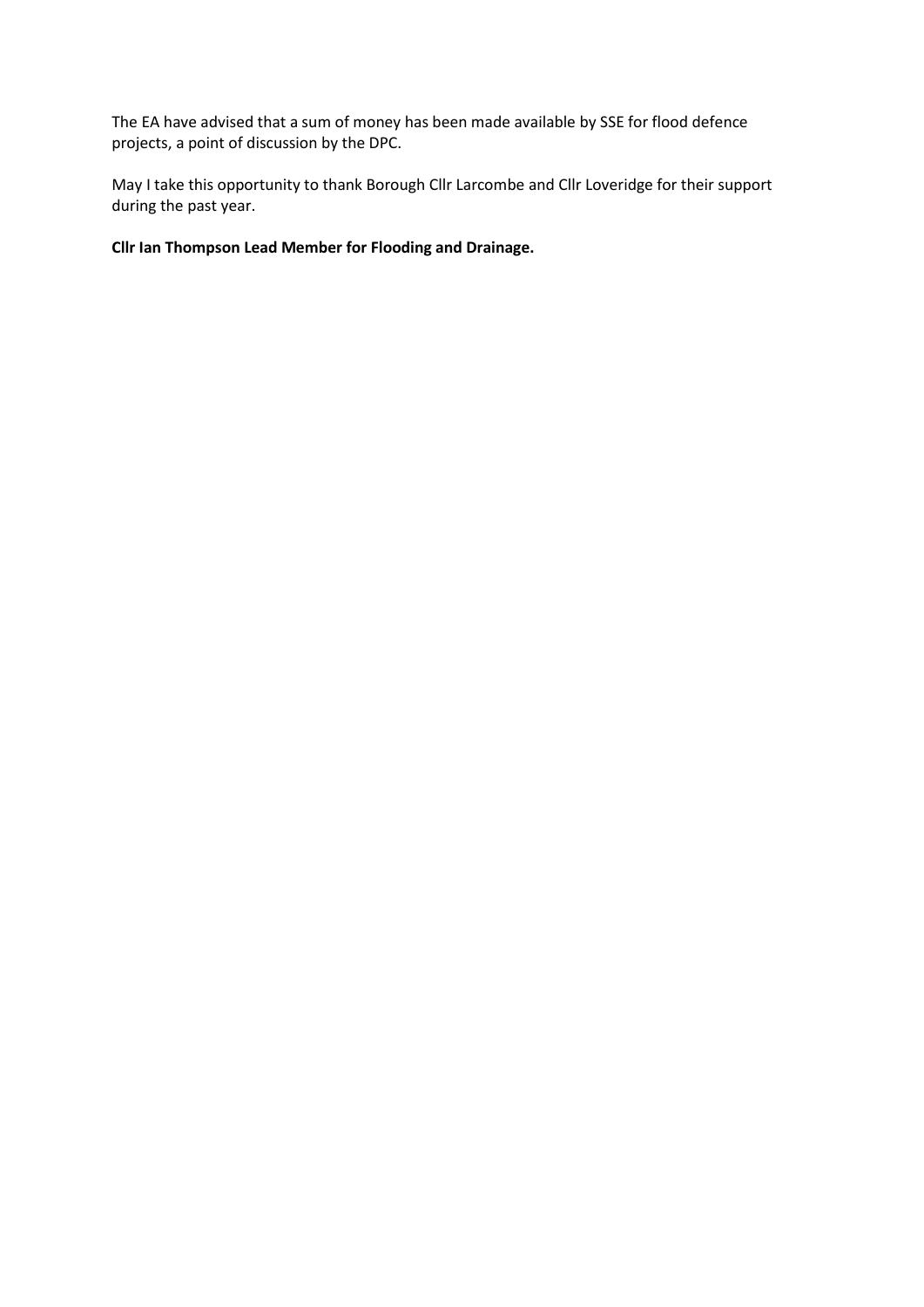The EA have advised that a sum of money has been made available by SSE for flood defence projects, a point of discussion by the DPC.

May I take this opportunity to thank Borough Cllr Larcombe and Cllr Loveridge for their support during the past year.

**Cllr Ian Thompson Lead Member for Flooding and Drainage.**